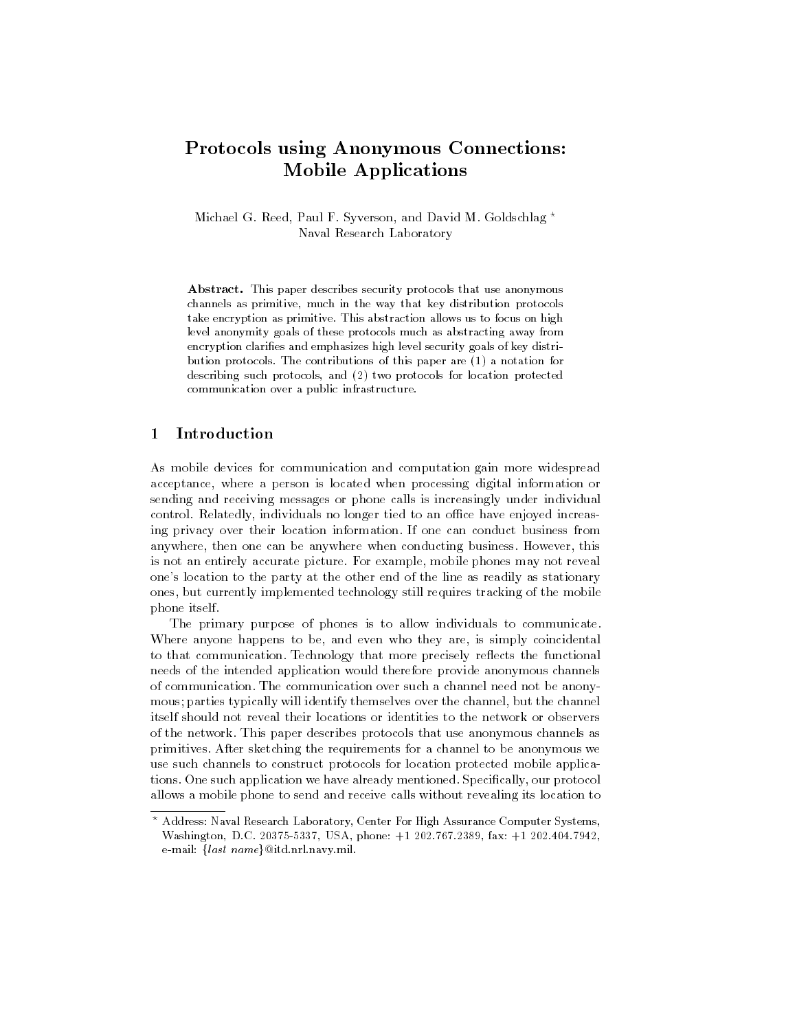# Protocols using Anonymous Connections: Mobile Applications

Michael G. Reed, Paul F. Syverson, and David M. Goldschlag *
Naval Research Laboratory

**Abstract.** This paper describes security protocols that use anonymous channels as primitive, much in the way that key distribution protocols take encryption as primitive. This abstraction allows us to focus on high level anonymity goals of these protocols much as abstracting away from encryption clarifies and emphasizes high level security goals of key distribution protocols. The contributions of this paper are (1) a notation for describing such protocols, and (2) two protocols for location protected communication over a public infrastructure.

## 1 Introduction

As mobile devices for communication and computation gain more widespread acceptance, where a person is located when processing digital information or sending and receiving messages or phone calls is increasingly under individual control. Relatedly, individuals no longer tied to an office have enjoyed increasing privacy over their location information. If one can conduct business from anywhere, then one can be anywhere when conducting business. However, this is not an entirely accurate picture. For example, mobile phones may not reveal one's location to the party at the other end of the line as readily as stationary ones, but currently implemented technology still requires tracking of the mobile phone itself.

The primary purpose of phones is to allow individuals to communicate. Where anyone happens to be, and even who they are, is simply coincidental to that communication. Technology that more precisely reflects the functional needs of the intended application would therefore provide anonymous channels of communication. The communication over such a channel need not be anonymous; parties typically will identify themselves over the channel, but the channel itself should not reveal their locations or identities to the network or observers of the network. This paper describes protocols that use anonymous channels as primitives. After sketching the requirements for a channel to be anonymous we use such channels to construct protocols for location protected mobile applications. One such application we have already mentioned. Specifically, our protocol allows a mobile phone to send and receive calls without revealing its location to

* Address: Naval Research Laboratory, Center For High Assurance Computer Systems, Washington, D.C. 20375-5337, USA, phone: +1 202.767.2389, fax: +1 202.404.7942, e-mail: {*last name*}@itd.nrl.navy.mil.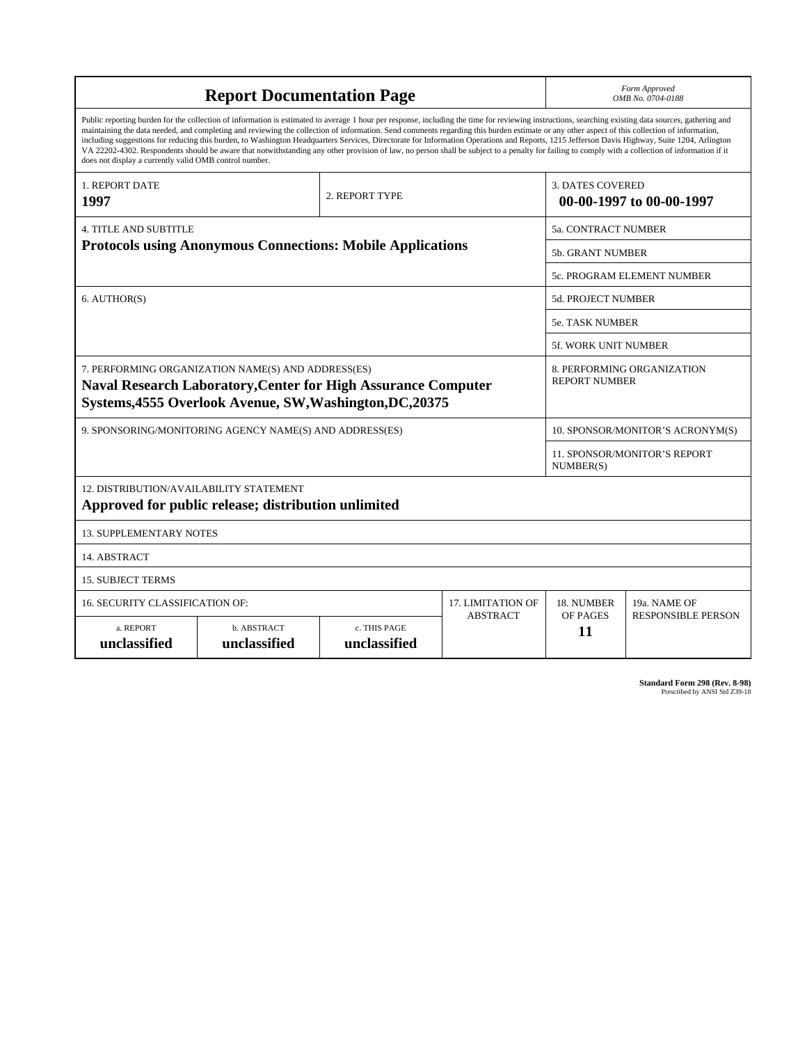# Report Documentation Page

*Form Approved*
*OMB No. 0704-0188*

Public reporting burden for the collection of information is estimated to average 1 hour per response, including the time for reviewing instructions, searching existing data sources, gathering and maintaining the data needed, and completing and reviewing the collection of information. Send comments regarding this burden estimate or any other aspect of this collection of information, including suggestions for reducing this burden, to Washington Headquarters Services, Directorate for Information Operations and Reports, 1215 Jefferson Davis Highway, Suite 1204, Arlington VA 22202-4302. Respondents should be aware that notwithstanding any other provision of law, no person shall be subject to a penalty for failing to comply with a collection of information if it does not display a currently valid OMB control number.

| | | |
|---|---|---|
| 1. REPORT DATE **1997** | 2. REPORT TYPE | 3. DATES COVERED **00-00-1997 to 00-00-1997** |
| 4. TITLE AND SUBTITLE **Protocols using Anonymous Connections: Mobile Applications** | | 5a. CONTRACT NUMBER |
| | | 5b. GRANT NUMBER |
| | | 5c. PROGRAM ELEMENT NUMBER |
| 6. AUTHOR(S) | | 5d. PROJECT NUMBER |
| | | 5e. TASK NUMBER |
| | | 5f. WORK UNIT NUMBER |
| 7. PERFORMING ORGANIZATION NAME(S) AND ADDRESS(ES) **Naval Research Laboratory,Center for High Assurance Computer Systems,4555 Overlook Avenue, SW,Washington,DC,20375** | | 8. PERFORMING ORGANIZATION REPORT NUMBER |
| 9. SPONSORING/MONITORING AGENCY NAME(S) AND ADDRESS(ES) | | 10. SPONSOR/MONITOR'S ACRONYM(S) |
| | | 11. SPONSOR/MONITOR'S REPORT NUMBER(S) |

12. DISTRIBUTION/AVAILABILITY STATEMENT
**Approved for public release; distribution unlimited**

13. SUPPLEMENTARY NOTES

14. ABSTRACT

15. SUBJECT TERMS

| 16. SECURITY CLASSIFICATION OF: | | | 17. LIMITATION OF ABSTRACT | 18. NUMBER OF PAGES | 19a. NAME OF RESPONSIBLE PERSON |
|---|---|---|---|---|---|
| a. REPORT **unclassified** | b. ABSTRACT **unclassified** | c. THIS PAGE **unclassified** | | **11** | |

**Standard Form 298 (Rev. 8-98)**
Prescribed by ANSI Std Z39-18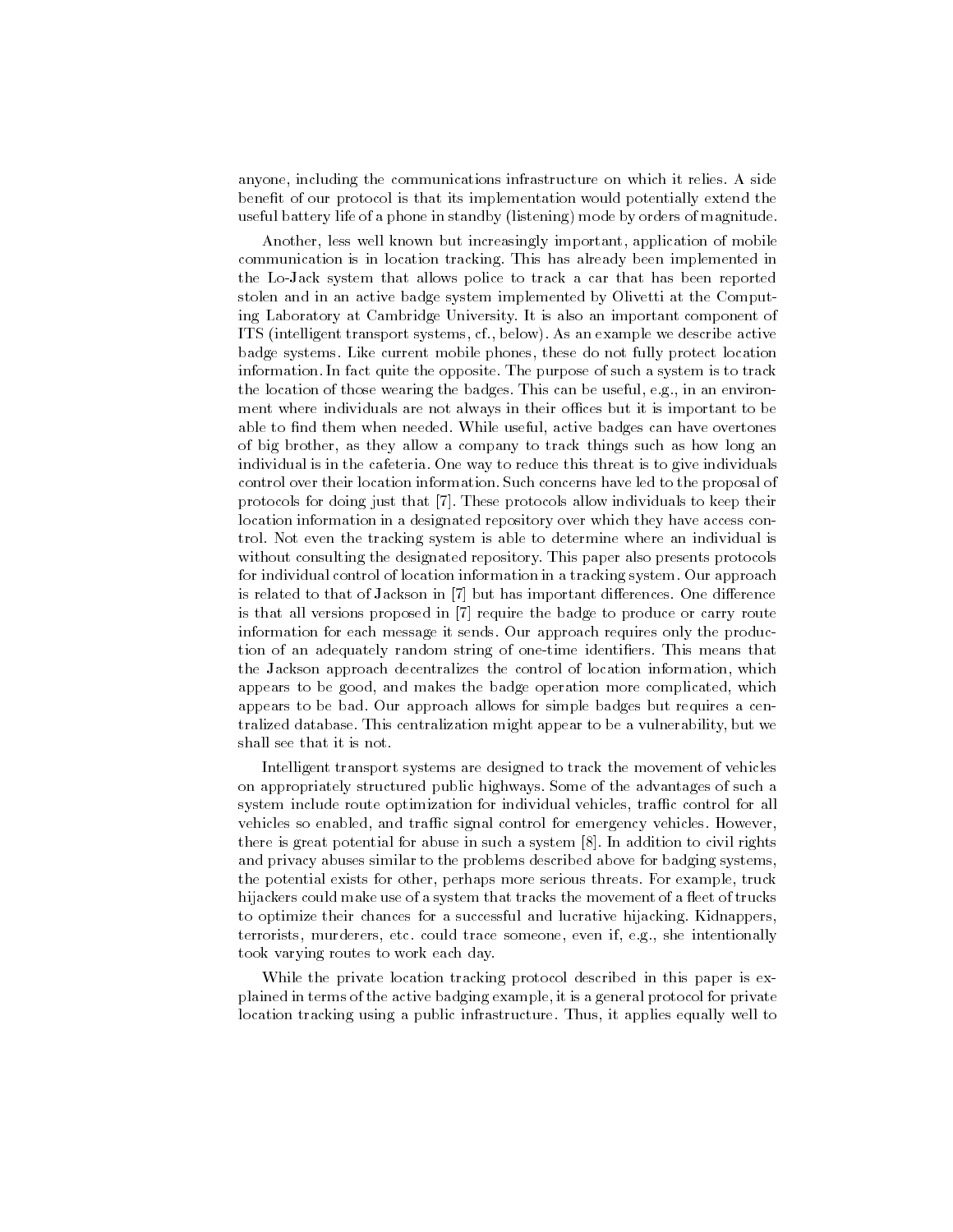anyone, including the communications infrastructure on which it relies. A side benefit of our protocol is that its implementation would potentially extend the useful battery life of a phone in standby (listening) mode by orders of magnitude.

Another, less well known but increasingly important, application of mobile communication is in location tracking. This has already been implemented in the Lo-Jack system that allows police to track a car that has been reported stolen and in an active badge system implemented by Olivetti at the Computing Laboratory at Cambridge University. It is also an important component of ITS (intelligent transport systems, cf., below). As an example we describe active badge systems. Like current mobile phones, these do not fully protect location information. In fact quite the opposite. The purpose of such a system is to track the location of those wearing the badges. This can be useful, e.g., in an environment where individuals are not always in their offices but it is important to be able to find them when needed. While useful, active badges can have overtones of big brother, as they allow a company to track things such as how long an individual is in the cafeteria. One way to reduce this threat is to give individuals control over their location information. Such concerns have led to the proposal of protocols for doing just that [7]. These protocols allow individuals to keep their location information in a designated repository over which they have access control. Not even the tracking system is able to determine where an individual is without consulting the designated repository. This paper also presents protocols for individual control of location information in a tracking system. Our approach is related to that of Jackson in [7] but has important differences. One difference is that all versions proposed in [7] require the badge to produce or carry route information for each message it sends. Our approach requires only the production of an adequately random string of one-time identifiers. This means that the Jackson approach decentralizes the control of location information, which appears to be good, and makes the badge operation more complicated, which appears to be bad. Our approach allows for simple badges but requires a centralized database. This centralization might appear to be a vulnerability, but we shall see that it is not.

Intelligent transport systems are designed to track the movement of vehicles on appropriately structured public highways. Some of the advantages of such a system include route optimization for individual vehicles, traffic control for all vehicles so enabled, and traffic signal control for emergency vehicles. However, there is great potential for abuse in such a system [8]. In addition to civil rights and privacy abuses similar to the problems described above for badging systems, the potential exists for other, perhaps more serious threats. For example, truck hijackers could make use of a system that tracks the movement of a fleet of trucks to optimize their chances for a successful and lucrative hijacking. Kidnappers, terrorists, murderers, etc. could trace someone, even if, e.g., she intentionally took varying routes to work each day.

While the private location tracking protocol described in this paper is explained in terms of the active badging example, it is a general protocol for private location tracking using a public infrastructure. Thus, it applies equally well to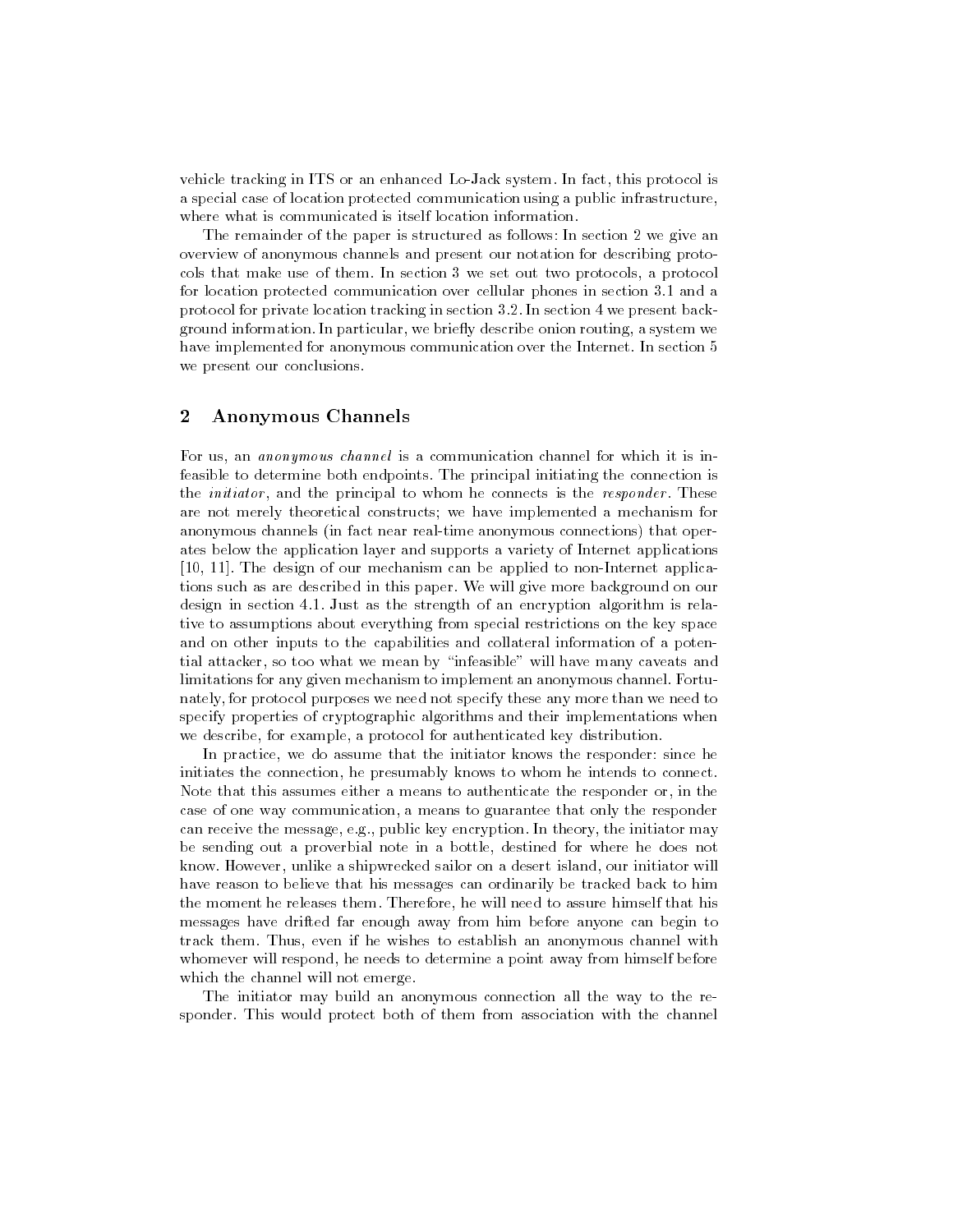vehicle tracking in ITS or an enhanced Lo-Jack system. In fact, this protocol is a special case of location protected communication using a public infrastructure, where what is communicated is itself location information.

The remainder of the paper is structured as follows: In section 2 we give an overview of anonymous channels and present our notation for describing protocols that make use of them. In section 3 we set out two protocols, a protocol for location protected communication over cellular phones in section 3.1 and a protocol for private location tracking in section 3.2. In section 4 we present background information. In particular, we briefly describe onion routing, a system we have implemented for anonymous communication over the Internet. In section 5 we present our conclusions.

## 2 Anonymous Channels

For us, an *anonymous channel* is a communication channel for which it is infeasible to determine both endpoints. The principal initiating the connection is the *initiator*, and the principal to whom he connects is the *responder*. These are not merely theoretical constructs; we have implemented a mechanism for anonymous channels (in fact near real-time anonymous connections) that operates below the application layer and supports a variety of Internet applications [10, 11]. The design of our mechanism can be applied to non-Internet applications such as are described in this paper. We will give more background on our design in section 4.1. Just as the strength of an encryption algorithm is relative to assumptions about everything from special restrictions on the key space and on other inputs to the capabilities and collateral information of a potential attacker, so too what we mean by "infeasible" will have many caveats and limitations for any given mechanism to implement an anonymous channel. Fortunately, for protocol purposes we need not specify these any more than we need to specify properties of cryptographic algorithms and their implementations when we describe, for example, a protocol for authenticated key distribution.

In practice, we do assume that the initiator knows the responder: since he initiates the connection, he presumably knows to whom he intends to connect. Note that this assumes either a means to authenticate the responder or, in the case of one way communication, a means to guarantee that only the responder can receive the message, e.g., public key encryption. In theory, the initiator may be sending out a proverbial note in a bottle, destined for where he does not know. However, unlike a shipwrecked sailor on a desert island, our initiator will have reason to believe that his messages can ordinarily be tracked back to him the moment he releases them. Therefore, he will need to assure himself that his messages have drifted far enough away from him before anyone can begin to track them. Thus, even if he wishes to establish an anonymous channel with whomever will respond, he needs to determine a point away from himself before which the channel will not emerge.

The initiator may build an anonymous connection all the way to the responder. This would protect both of them from association with the channel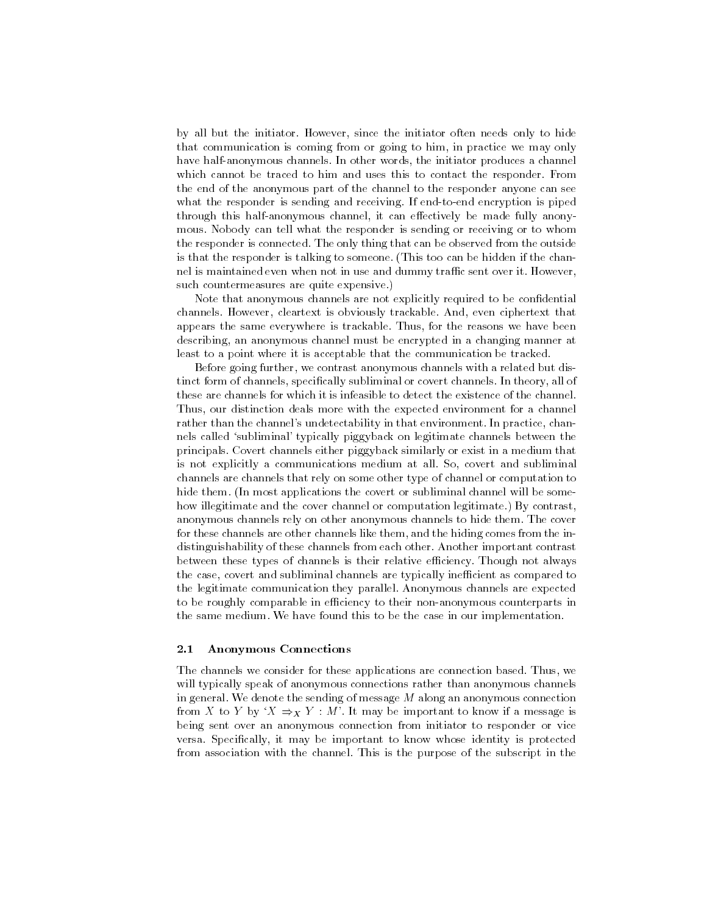by all but the initiator. However, since the initiator often needs only to hide that communication is coming from or going to him, in practice we may only have half-anonymous channels. In other words, the initiator produces a channel which cannot be traced to him and uses this to contact the responder. From the end of the anonymous part of the channel to the responder anyone can see what the responder is sending and receiving. If end-to-end encryption is piped through this half-anonymous channel, it can effectively be made fully anonymous. Nobody can tell what the responder is sending or receiving or to whom the responder is connected. The only thing that can be observed from the outside is that the responder is talking to someone. (This too can be hidden if the channel is maintained even when not in use and dummy traffic sent over it. However, such countermeasures are quite expensive.)

Note that anonymous channels are not explicitly required to be confidential channels. However, cleartext is obviously trackable. And, even ciphertext that appears the same everywhere is trackable. Thus, for the reasons we have been describing, an anonymous channel must be encrypted in a changing manner at least to a point where it is acceptable that the communication be tracked.

Before going further, we contrast anonymous channels with a related but distinct form of channels, specifically subliminal or covert channels. In theory, all of these are channels for which it is infeasible to detect the existence of the channel. Thus, our distinction deals more with the expected environment for a channel rather than the channel's undetectability in that environment. In practice, channels called 'subliminal' typically piggyback on legitimate channels between the principals. Covert channels either piggyback similarly or exist in a medium that is not explicitly a communications medium at all. So, covert and subliminal channels are channels that rely on some other type of channel or computation to hide them. (In most applications the covert or subliminal channel will be somehow illegitimate and the cover channel or computation legitimate.) By contrast, anonymous channels rely on other anonymous channels to hide them. The cover for these channels are other channels like them, and the hiding comes from the indistinguishability of these channels from each other. Another important contrast between these types of channels is their relative efficiency. Though not always the case, covert and subliminal channels are typically inefficient as compared to the legitimate communication they parallel. Anonymous channels are expected to be roughly comparable in efficiency to their non-anonymous counterparts in the same medium. We have found this to be the case in our implementation.

### 2.1 Anonymous Connections

The channels we consider for these applications are connection based. Thus, we will typically speak of anonymous connections rather than anonymous channels in general. We denote the sending of message $M$ along an anonymous connection from $X$ to $Y$ by '$X \Rightarrow_X Y : M$'. It may be important to know if a message is being sent over an anonymous connection from initiator to responder or vice versa. Specifically, it may be important to know whose identity is protected from association with the channel. This is the purpose of the subscript in the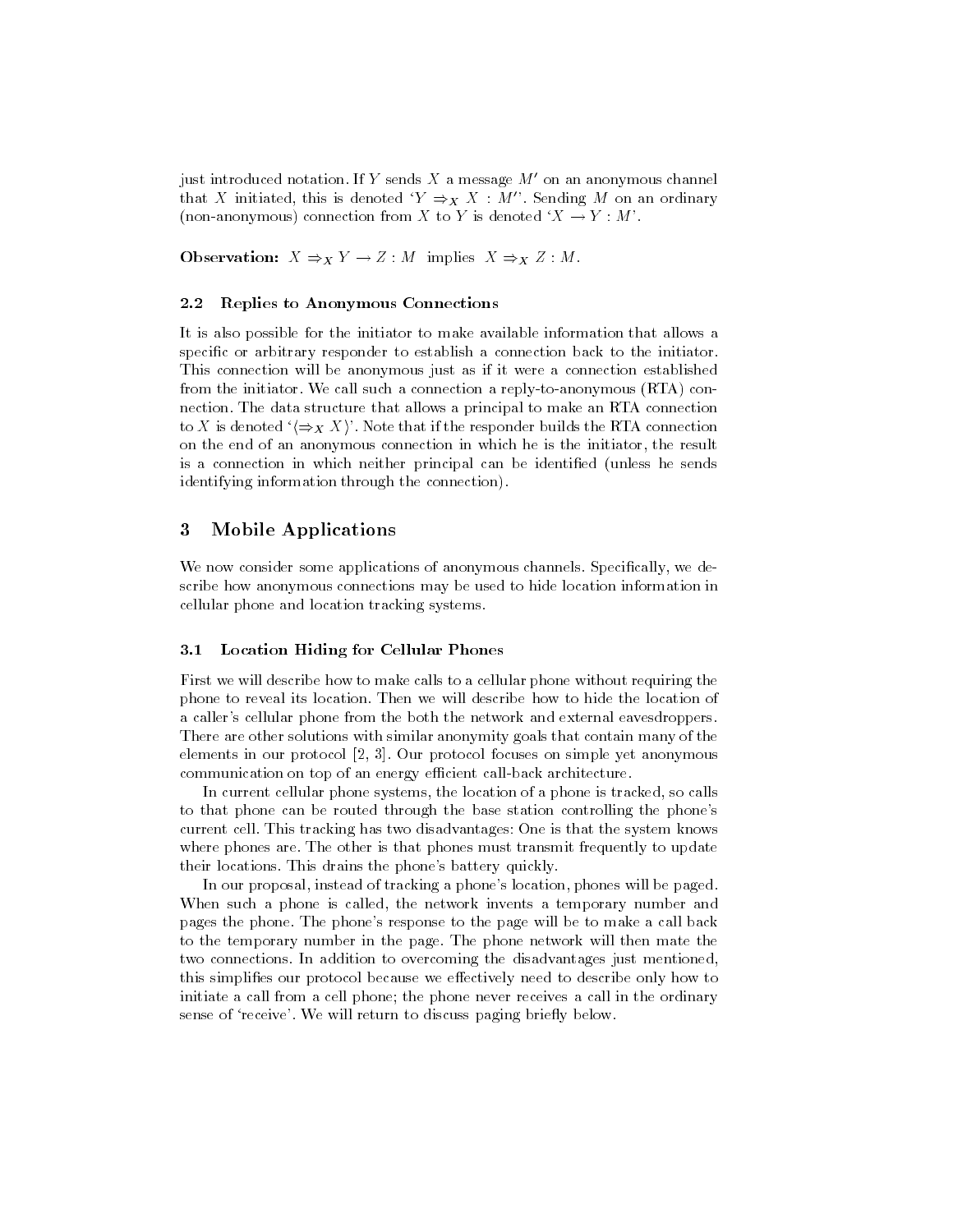just introduced notation. If $Y$ sends $X$ a message $M'$ on an anonymous channel that $X$ initiated, this is denoted '$Y \Rightarrow_X X : M'$'. Sending $M$ on an ordinary (non-anonymous) connection from $X$ to $Y$ is denoted '$X \rightarrow Y : M$'.

**Observation:** $X \Rightarrow_X Y \rightarrow Z : M$ implies $X \Rightarrow_X Z : M$.

### 2.2 Replies to Anonymous Connections

It is also possible for the initiator to make available information that allows a specific or arbitrary responder to establish a connection back to the initiator. This connection will be anonymous just as if it were a connection established from the initiator. We call such a connection a reply-to-anonymous (RTA) connection. The data structure that allows a principal to make an RTA connection to $X$ is denoted '$\langle \Rightarrow_X X \rangle$'. Note that if the responder builds the RTA connection on the end of an anonymous connection in which he is the initiator, the result is a connection in which neither principal can be identified (unless he sends identifying information through the connection).

## 3 Mobile Applications

We now consider some applications of anonymous channels. Specifically, we describe how anonymous connections may be used to hide location information in cellular phone and location tracking systems.

### 3.1 Location Hiding for Cellular Phones

First we will describe how to make calls to a cellular phone without requiring the phone to reveal its location. Then we will describe how to hide the location of a caller's cellular phone from the both the network and external eavesdroppers. There are other solutions with similar anonymity goals that contain many of the elements in our protocol [2, 3]. Our protocol focuses on simple yet anonymous communication on top of an energy efficient call-back architecture.

In current cellular phone systems, the location of a phone is tracked, so calls to that phone can be routed through the base station controlling the phone's current cell. This tracking has two disadvantages: One is that the system knows where phones are. The other is that phones must transmit frequently to update their locations. This drains the phone's battery quickly.

In our proposal, instead of tracking a phone's location, phones will be paged. When such a phone is called, the network invents a temporary number and pages the phone. The phone's response to the page will be to make a call back to the temporary number in the page. The phone network will then mate the two connections. In addition to overcoming the disadvantages just mentioned, this simplifies our protocol because we effectively need to describe only how to initiate a call from a cell phone; the phone never receives a call in the ordinary sense of 'receive'. We will return to discuss paging briefly below.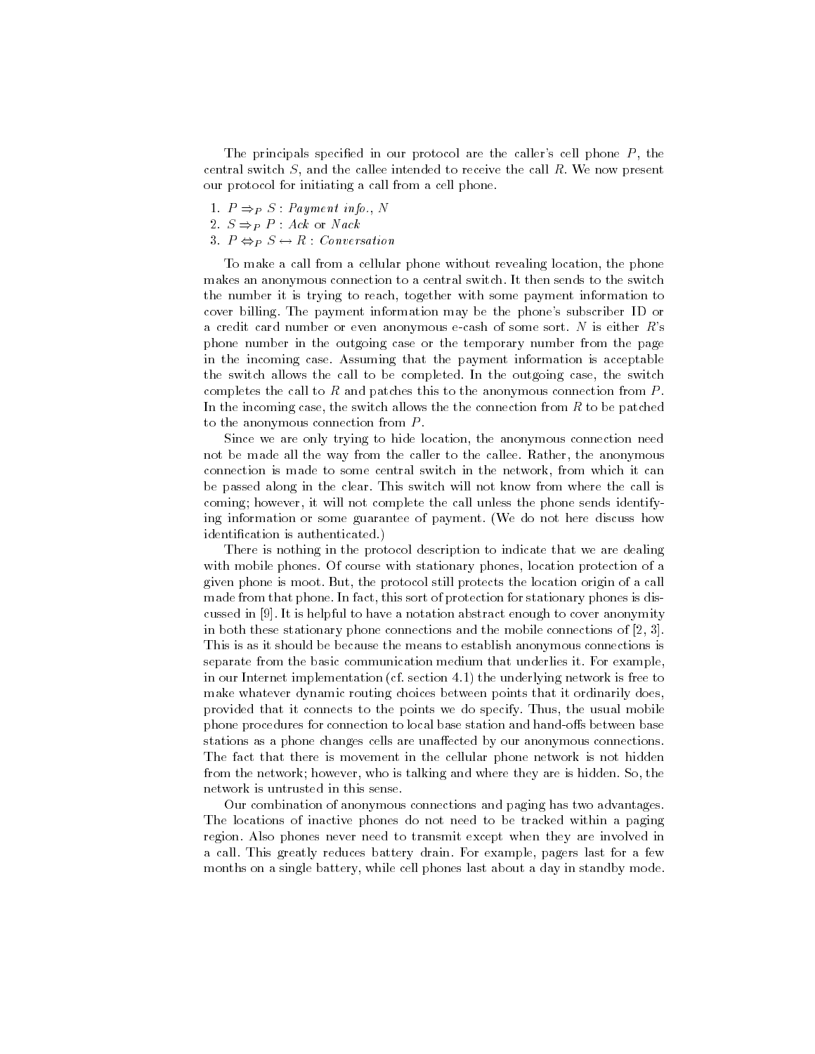The principals specified in our protocol are the caller's cell phone $P$, the central switch $S$, and the callee intended to receive the call $R$. We now present our protocol for initiating a call from a cell phone.

1. $P \Rightarrow_P S$ : *Payment info.*, $N$
2. $S \Rightarrow_P P$ : *Ack* or *Nack*
3. $P \Leftrightarrow_P S \leftrightarrow R$ : *Conversation*

To make a call from a cellular phone without revealing location, the phone makes an anonymous connection to a central switch. It then sends to the switch the number it is trying to reach, together with some payment information to cover billing. The payment information may be the phone's subscriber ID or a credit card number or even anonymous e-cash of some sort. $N$ is either $R$'s phone number in the outgoing case or the temporary number from the page in the incoming case. Assuming that the payment information is acceptable the switch allows the call to be completed. In the outgoing case, the switch completes the call to $R$ and patches this to the anonymous connection from $P$. In the incoming case, the switch allows the the connection from $R$ to be patched to the anonymous connection from $P$.

Since we are only trying to hide location, the anonymous connection need not be made all the way from the caller to the callee. Rather, the anonymous connection is made to some central switch in the network, from which it can be passed along in the clear. This switch will not know from where the call is coming; however, it will not complete the call unless the phone sends identifying information or some guarantee of payment. (We do not here discuss how identification is authenticated.)

There is nothing in the protocol description to indicate that we are dealing with mobile phones. Of course with stationary phones, location protection of a given phone is moot. But, the protocol still protects the location origin of a call made from that phone. In fact, this sort of protection for stationary phones is discussed in [9]. It is helpful to have a notation abstract enough to cover anonymity in both these stationary phone connections and the mobile connections of [2, 3]. This is as it should be because the means to establish anonymous connections is separate from the basic communication medium that underlies it. For example, in our Internet implementation (cf. section 4.1) the underlying network is free to make whatever dynamic routing choices between points that it ordinarily does, provided that it connects to the points we do specify. Thus, the usual mobile phone procedures for connection to local base station and hand-offs between base stations as a phone changes cells are unaffected by our anonymous connections. The fact that there is movement in the cellular phone network is not hidden from the network; however, who is talking and where they are is hidden. So, the network is untrusted in this sense.

Our combination of anonymous connections and paging has two advantages. The locations of inactive phones do not need to be tracked within a paging region. Also phones never need to transmit except when they are involved in a call. This greatly reduces battery drain. For example, pagers last for a few months on a single battery, while cell phones last about a day in standby mode.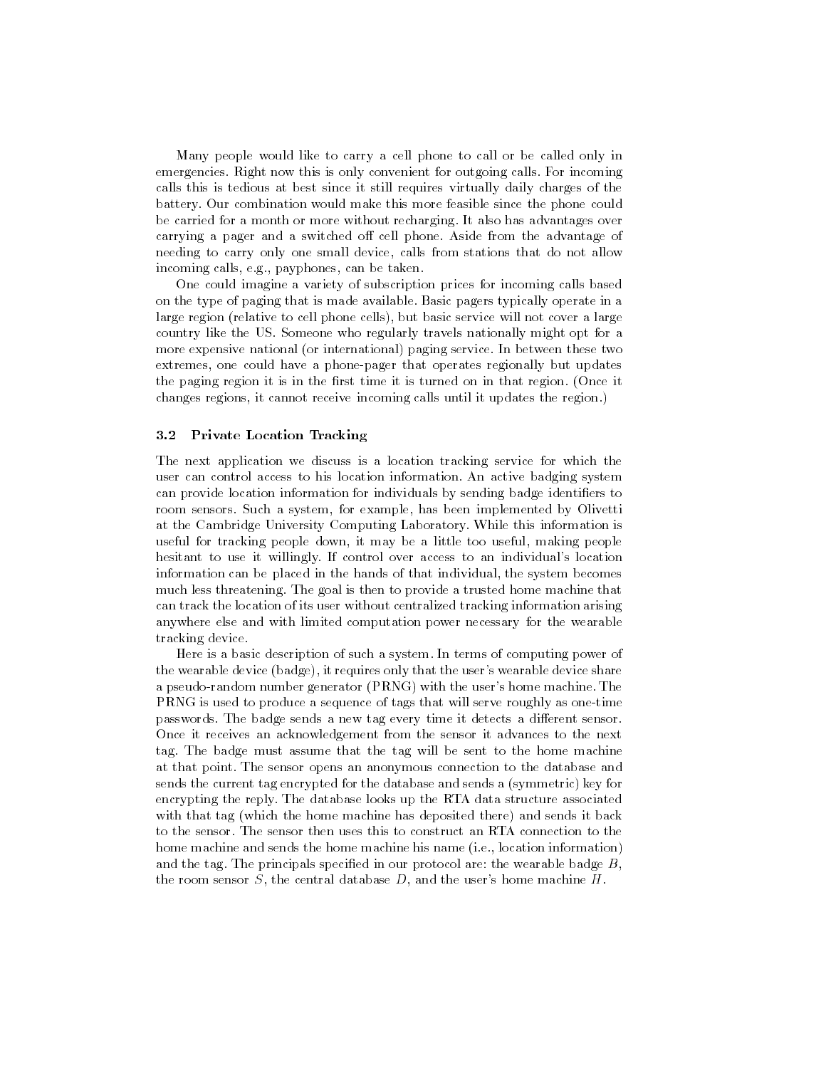Many people would like to carry a cell phone to call or be called only in emergencies. Right now this is only convenient for outgoing calls. For incoming calls this is tedious at best since it still requires virtually daily charges of the battery. Our combination would make this more feasible since the phone could be carried for a month or more without recharging. It also has advantages over carrying a pager and a switched off cell phone. Aside from the advantage of needing to carry only one small device, calls from stations that do not allow incoming calls, e.g., payphones, can be taken.

One could imagine a variety of subscription prices for incoming calls based on the type of paging that is made available. Basic pagers typically operate in a large region (relative to cell phone cells), but basic service will not cover a large country like the US. Someone who regularly travels nationally might opt for a more expensive national (or international) paging service. In between these two extremes, one could have a phone-pager that operates regionally but updates the paging region it is in the first time it is turned on in that region. (Once it changes regions, it cannot receive incoming calls until it updates the region.)

### 3.2 Private Location Tracking

The next application we discuss is a location tracking service for which the user can control access to his location information. An active badging system can provide location information for individuals by sending badge identifiers to room sensors. Such a system, for example, has been implemented by Olivetti at the Cambridge University Computing Laboratory. While this information is useful for tracking people down, it may be a little too useful, making people hesitant to use it willingly. If control over access to an individual's location information can be placed in the hands of that individual, the system becomes much less threatening. The goal is then to provide a trusted home machine that can track the location of its user without centralized tracking information arising anywhere else and with limited computation power necessary for the wearable tracking device.

Here is a basic description of such a system. In terms of computing power of the wearable device (badge), it requires only that the user's wearable device share a pseudo-random number generator (PRNG) with the user's home machine. The PRNG is used to produce a sequence of tags that will serve roughly as one-time passwords. The badge sends a new tag every time it detects a different sensor. Once it receives an acknowledgement from the sensor it advances to the next tag. The badge must assume that the tag will be sent to the home machine at that point. The sensor opens an anonymous connection to the database and sends the current tag encrypted for the database and sends a (symmetric) key for encrypting the reply. The database looks up the RTA data structure associated with that tag (which the home machine has deposited there) and sends it back to the sensor. The sensor then uses this to construct an RTA connection to the home machine and sends the home machine his name (i.e., location information) and the tag. The principals specified in our protocol are: the wearable badge $B$, the room sensor $S$, the central database $D$, and the user's home machine $H$.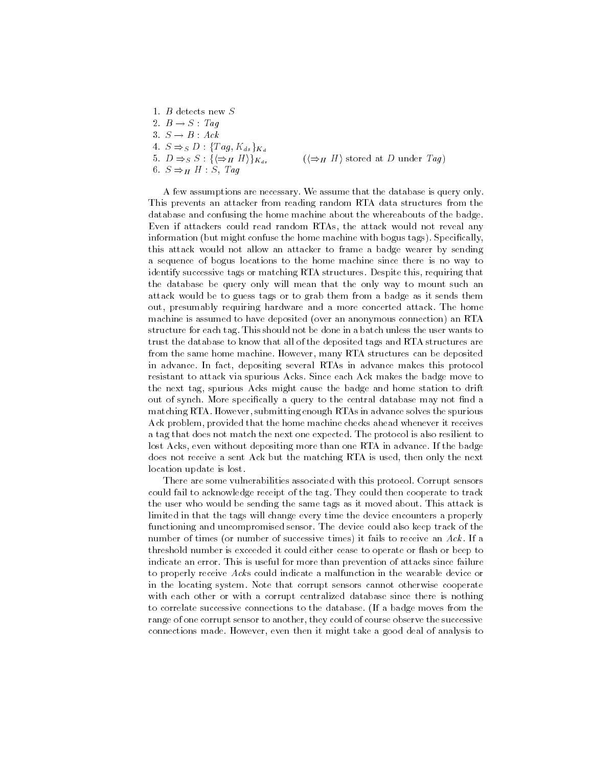1. $B$ detects new $S$
2. $B \rightarrow S : Tag$
3. $S \rightarrow B : Ack$
4. $S \Rightarrow_S D : \{Tag, K_{ds}\}_{K_d}$
5. $D \Rightarrow_S S : \{\langle \Rightarrow_H H \rangle\}_{K_{ds}}$ $\qquad (\langle \Rightarrow_H H \rangle$ stored at $D$ under $Tag)$
6. $S \Rightarrow_H H : S, Tag$

A few assumptions are necessary. We assume that the database is query only. This prevents an attacker from reading random RTA data structures from the database and confusing the home machine about the whereabouts of the badge. Even if attackers could read random RTAs, the attack would not reveal any information (but might confuse the home machine with bogus tags). Specifically, this attack would not allow an attacker to frame a badge wearer by sending a sequence of bogus locations to the home machine since there is no way to identify successive tags or matching RTA structures. Despite this, requiring that the database be query only will mean that the only way to mount such an attack would be to guess tags or to grab them from a badge as it sends them out, presumably requiring hardware and a more concerted attack. The home machine is assumed to have deposited (over an anonymous connection) an RTA structure for each tag. This should not be done in a batch unless the user wants to trust the database to know that all of the deposited tags and RTA structures are from the same home machine. However, many RTA structures can be deposited in advance. In fact, depositing several RTAs in advance makes this protocol resistant to attack via spurious Acks. Since each Ack makes the badge move to the next tag, spurious Acks might cause the badge and home station to drift out of synch. More specifically a query to the central database may not find a matching RTA. However, submitting enough RTAs in advance solves the spurious Ack problem, provided that the home machine checks ahead whenever it receives a tag that does not match the next one expected. The protocol is also resilient to lost Acks, even without depositing more than one RTA in advance. If the badge does not receive a sent Ack but the matching RTA is used, then only the next location update is lost.

There are some vulnerabilities associated with this protocol. Corrupt sensors could fail to acknowledge receipt of the tag. They could then cooperate to track the user who would be sending the same tags as it moved about. This attack is limited in that the tags will change every time the device encounters a properly functioning and uncompromised sensor. The device could also keep track of the number of times (or number of successive times) it fails to receive an *Ack*. If a threshold number is exceeded it could either cease to operate or flash or beep to indicate an error. This is useful for more than prevention of attacks since failure to properly receive *Ack*s could indicate a malfunction in the wearable device or in the locating system. Note that corrupt sensors cannot otherwise cooperate with each other or with a corrupt centralized database since there is nothing to correlate successive connections to the database. (If a badge moves from the range of one corrupt sensor to another, they could of course observe the successive connections made. However, even then it might take a good deal of analysis to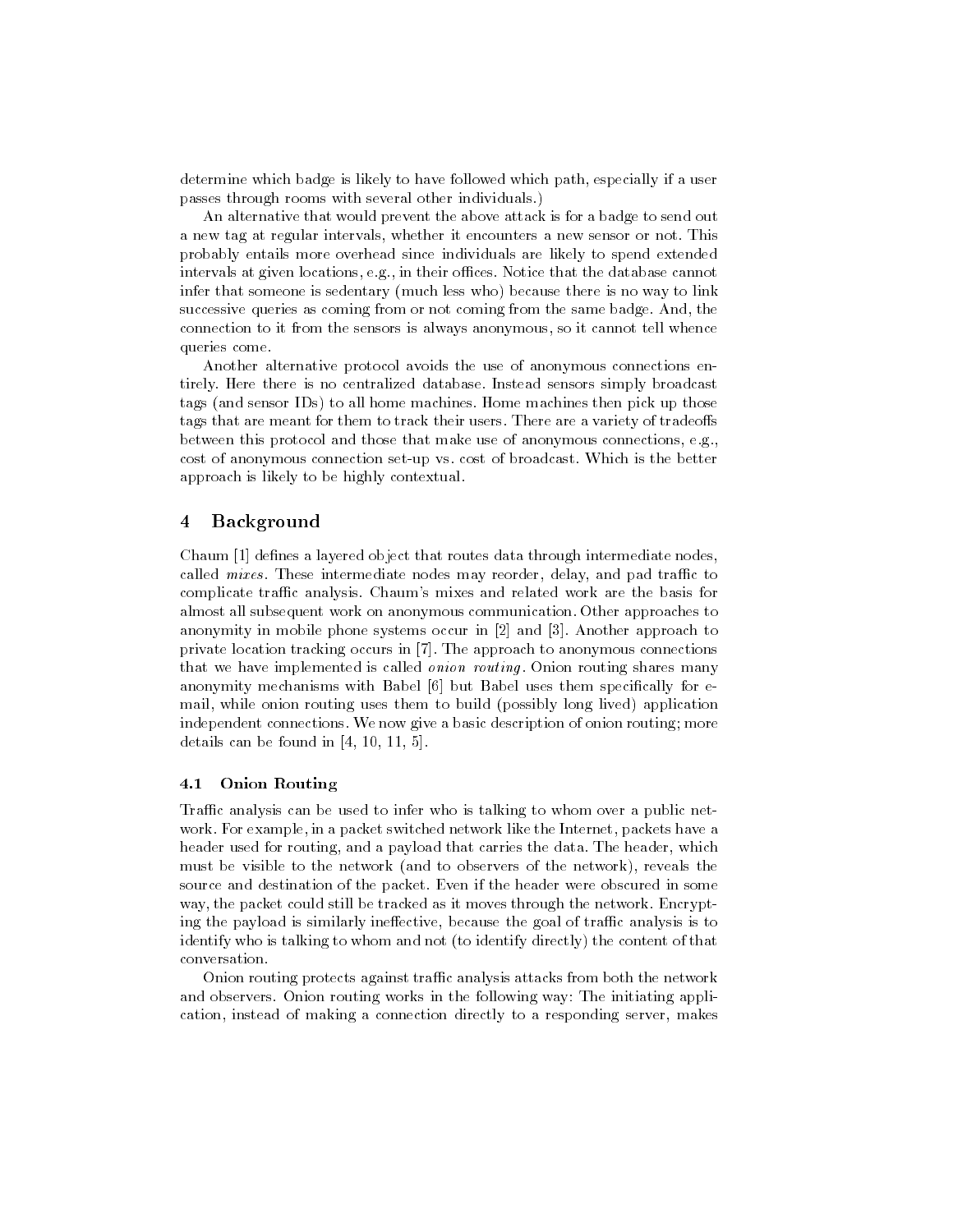determine which badge is likely to have followed which path, especially if a user passes through rooms with several other individuals.)

An alternative that would prevent the above attack is for a badge to send out a new tag at regular intervals, whether it encounters a new sensor or not. This probably entails more overhead since individuals are likely to spend extended intervals at given locations, e.g., in their offices. Notice that the database cannot infer that someone is sedentary (much less who) because there is no way to link successive queries as coming from or not coming from the same badge. And, the connection to it from the sensors is always anonymous, so it cannot tell whence queries come.

Another alternative protocol avoids the use of anonymous connections entirely. Here there is no centralized database. Instead sensors simply broadcast tags (and sensor IDs) to all home machines. Home machines then pick up those tags that are meant for them to track their users. There are a variety of tradeoffs between this protocol and those that make use of anonymous connections, e.g., cost of anonymous connection set-up vs. cost of broadcast. Which is the better approach is likely to be highly contextual.

## 4 Background

Chaum [1] defines a layered object that routes data through intermediate nodes, called *mixes*. These intermediate nodes may reorder, delay, and pad traffic to complicate traffic analysis. Chaum's mixes and related work are the basis for almost all subsequent work on anonymous communication. Other approaches to anonymity in mobile phone systems occur in [2] and [3]. Another approach to private location tracking occurs in [7]. The approach to anonymous connections that we have implemented is called *onion routing*. Onion routing shares many anonymity mechanisms with Babel [6] but Babel uses them specifically for e-mail, while onion routing uses them to build (possibly long lived) application independent connections. We now give a basic description of onion routing; more details can be found in [4, 10, 11, 5].

### 4.1 Onion Routing

Traffic analysis can be used to infer who is talking to whom over a public network. For example, in a packet switched network like the Internet, packets have a header used for routing, and a payload that carries the data. The header, which must be visible to the network (and to observers of the network), reveals the source and destination of the packet. Even if the header were obscured in some way, the packet could still be tracked as it moves through the network. Encrypting the payload is similarly ineffective, because the goal of traffic analysis is to identify who is talking to whom and not (to identify directly) the content of that conversation.

Onion routing protects against traffic analysis attacks from both the network and observers. Onion routing works in the following way: The initiating application, instead of making a connection directly to a responding server, makes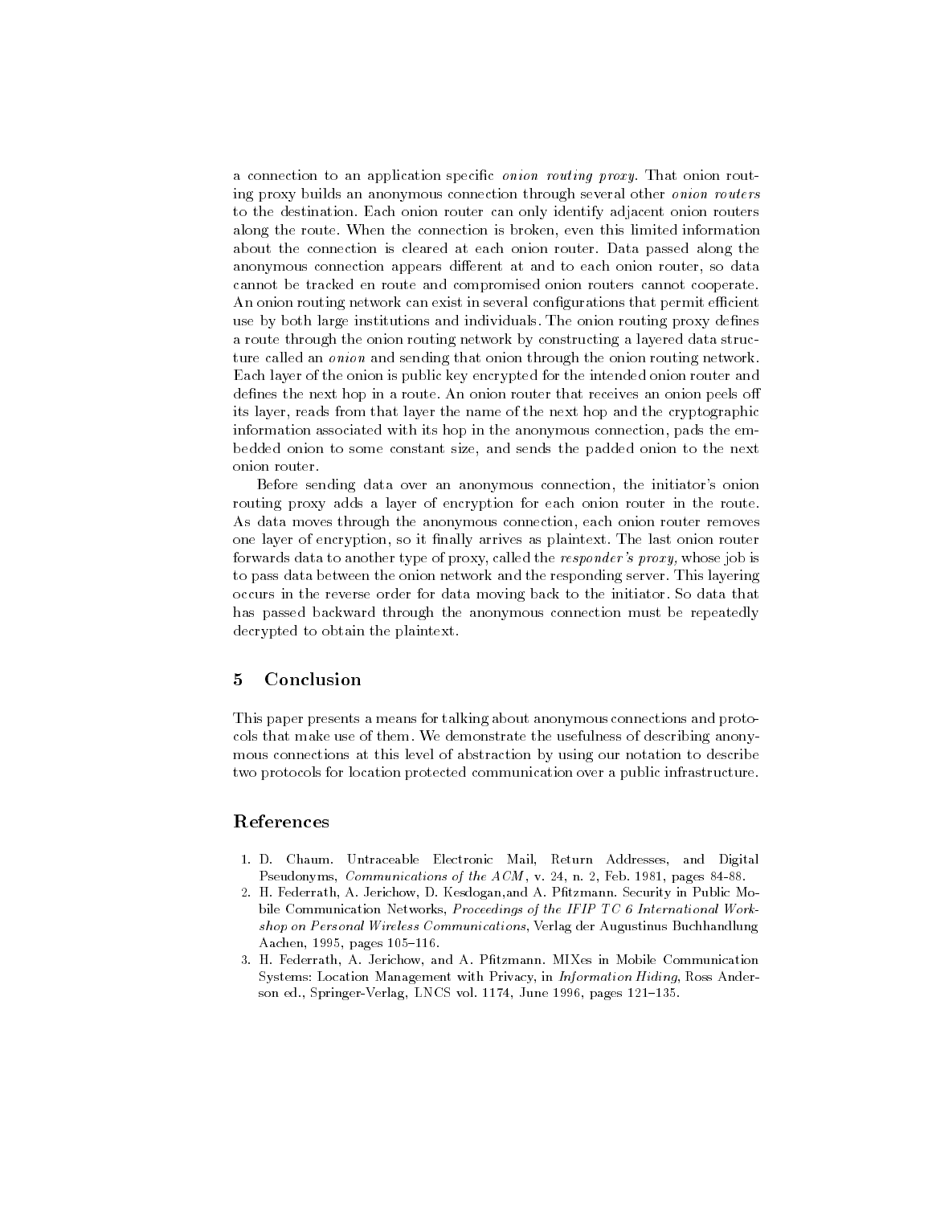a connection to an application specific *onion routing proxy*. That onion routing proxy builds an anonymous connection through several other *onion routers* to the destination. Each onion router can only identify adjacent onion routers along the route. When the connection is broken, even this limited information about the connection is cleared at each onion router. Data passed along the anonymous connection appears different at and to each onion router, so data cannot be tracked en route and compromised onion routers cannot cooperate. An onion routing network can exist in several configurations that permit efficient use by both large institutions and individuals. The onion routing proxy defines a route through the onion routing network by constructing a layered data structure called an *onion* and sending that onion through the onion routing network. Each layer of the onion is public key encrypted for the intended onion router and defines the next hop in a route. An onion router that receives an onion peels off its layer, reads from that layer the name of the next hop and the cryptographic information associated with its hop in the anonymous connection, pads the embedded onion to some constant size, and sends the padded onion to the next onion router.

Before sending data over an anonymous connection, the initiator's onion routing proxy adds a layer of encryption for each onion router in the route. As data moves through the anonymous connection, each onion router removes one layer of encryption, so it finally arrives as plaintext. The last onion router forwards data to another type of proxy, called the *responder's proxy,* whose job is to pass data between the onion network and the responding server. This layering occurs in the reverse order for data moving back to the initiator. So data that has passed backward through the anonymous connection must be repeatedly decrypted to obtain the plaintext.

## 5 Conclusion

This paper presents a means for talking about anonymous connections and protocols that make use of them. We demonstrate the usefulness of describing anonymous connections at this level of abstraction by using our notation to describe two protocols for location protected communication over a public infrastructure.

## References

1. D. Chaum. Untraceable Electronic Mail, Return Addresses, and Digital Pseudonyms, *Communications of the ACM*, v. 24, n. 2, Feb. 1981, pages 84-88.
2. H. Federrath, A. Jerichow, D. Kesdogan,and A. Pfitzmann. Security in Public Mobile Communication Networks, *Proceedings of the IFIP TC 6 International Workshop on Personal Wireless Communications*, Verlag der Augustinus Buchhandlung Aachen, 1995, pages 105–116.
3. H. Federrath, A. Jerichow, and A. Pfitzmann. MIXes in Mobile Communication Systems: Location Management with Privacy, in *Information Hiding*, Ross Anderson ed., Springer-Verlag, LNCS vol. 1174, June 1996, pages 121–135.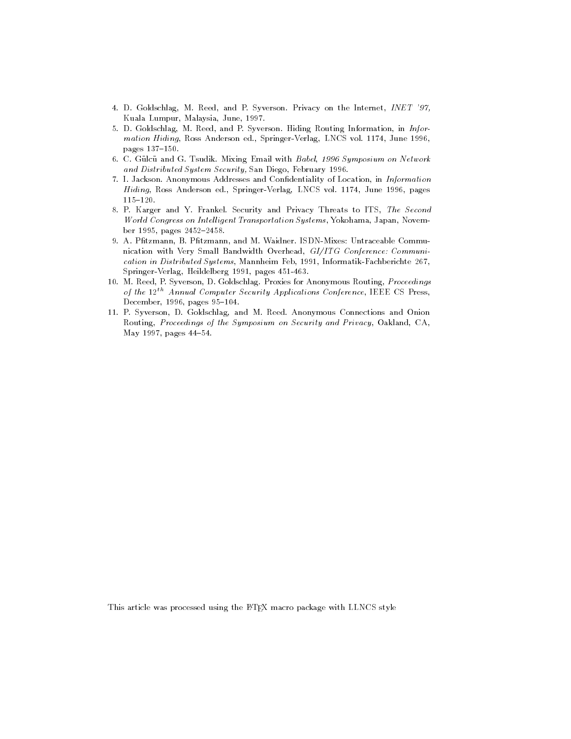4. D. Goldschlag, M. Reed, and P. Syverson. Privacy on the Internet, *INET '97,* Kuala Lumpur, Malaysia, June, 1997.
5. D. Goldschlag, M. Reed, and P. Syverson. Hiding Routing Information, in *Information Hiding*, Ross Anderson ed., Springer-Verlag, LNCS vol. 1174, June 1996, pages 137–150.
6. C. Gülcü and G. Tsudik. Mixing Email with *Babel*, *1996 Symposium on Network and Distributed System Security,* San Diego, February 1996.
7. I. Jackson. Anonymous Addresses and Confidentiality of Location, in *Information Hiding*, Ross Anderson ed., Springer-Verlag, LNCS vol. 1174, June 1996, pages 115–120.
8. P. Karger and Y. Frankel. Security and Privacy Threats to ITS, *The Second World Congress on Intelligent Transportation Systems*, Yokohama, Japan, November 1995, pages 2452–2458.
9. A. Pfitzmann, B. Pfitzmann, and M. Waidner. ISDN-Mixes: Untraceable Communication with Very Small Bandwidth Overhead, *GI/ITG Conference: Communication in Distributed Systems*, Mannheim Feb, 1991, Informatik-Fachberichte 267, Springer-Verlag, Heildelberg 1991, pages 451-463.
10. M. Reed, P. Syverson, D. Goldschlag. Proxies for Anonymous Routing, *Proceedings of the* $12^{th}$ *Annual Computer Security Applications Conference*, IEEE CS Press, December, 1996, pages 95–104.
11. P. Syverson, D. Goldschlag, and M. Reed. Anonymous Connections and Onion Routing, *Proceedings of the Symposium on Security and Privacy*, Oakland, CA, May 1997, pages 44–54.

This article was processed using the LaTeX macro package with LLNCS style